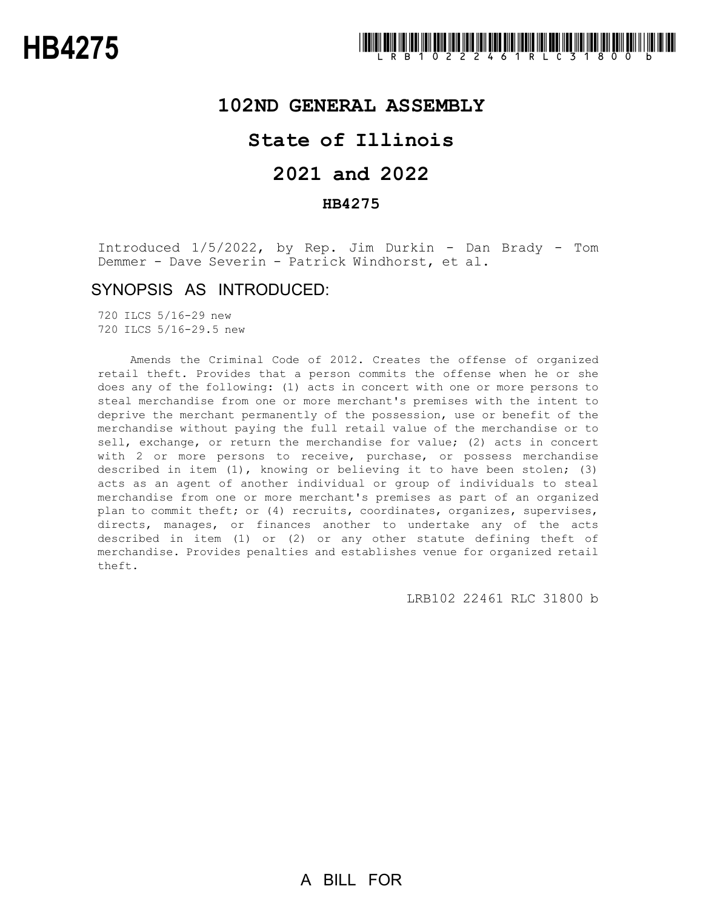# HB4275

LRB102 22461 RLC 31800 b

## 102ND GENERAL ASSEMBLY

## State of Illinois

## 2021 and 2022

### HB4275

Introduced 1/5/2022, by Rep. Jim Durkin - Dan Brady - Tom Demmer - Dave Severin - Patrick Windhorst, et al.

## SYNOPSIS AS INTRODUCED:

720 ILCS 5/16-29 new
720 ILCS 5/16-29.5 new

Amends the Criminal Code of 2012. Creates the offense of organized retail theft. Provides that a person commits the offense when he or she does any of the following: (1) acts in concert with one or more persons to steal merchandise from one or more merchant's premises with the intent to deprive the merchant permanently of the possession, use or benefit of the merchandise without paying the full retail value of the merchandise or to sell, exchange, or return the merchandise for value; (2) acts in concert with 2 or more persons to receive, purchase, or possess merchandise described in item (1), knowing or believing it to have been stolen; (3) acts as an agent of another individual or group of individuals to steal merchandise from one or more merchant's premises as part of an organized plan to commit theft; or (4) recruits, coordinates, organizes, supervises, directs, manages, or finances another to undertake any of the acts described in item (1) or (2) or any other statute defining theft of merchandise. Provides penalties and establishes venue for organized retail theft.

LRB102 22461 RLC 31800 b

A BILL FOR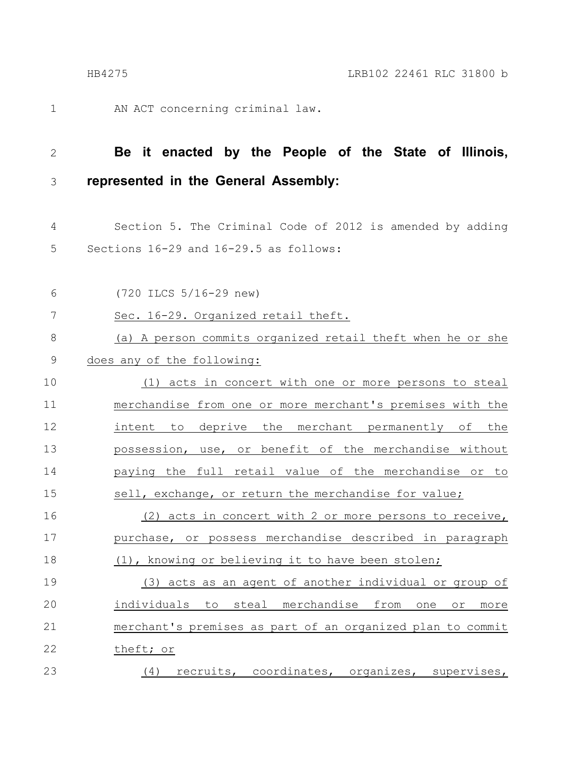AN ACT concerning criminal law.

**Be it enacted by the People of the State of Illinois, represented in the General Assembly:**

Section 5. The Criminal Code of 2012 is amended by adding Sections 16-29 and 16-29.5 as follows:

(720 ILCS 5/16-29 new)

Sec. 16-29. Organized retail theft.

(a) A person commits organized retail theft when he or she does any of the following:

(1) acts in concert with one or more persons to steal merchandise from one or more merchant's premises with the intent to deprive the merchant permanently of the possession, use, or benefit of the merchandise without paying the full retail value of the merchandise or to sell, exchange, or return the merchandise for value;

(2) acts in concert with 2 or more persons to receive, purchase, or possess merchandise described in paragraph (1), knowing or believing it to have been stolen;

(3) acts as an agent of another individual or group of individuals to steal merchandise from one or more merchant's premises as part of an organized plan to commit theft; or

(4) recruits, coordinates, organizes, supervises,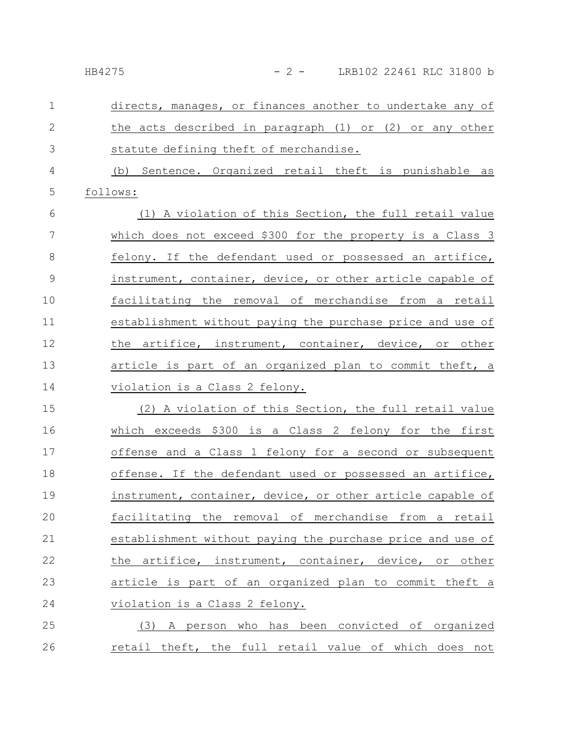directs, manages, or finances another to undertake any of the acts described in paragraph (1) or (2) or any other statute defining theft of merchandise.

(b) Sentence. Organized retail theft is punishable as follows:

(1) A violation of this Section, the full retail value which does not exceed $300 for the property is a Class 3 felony. If the defendant used or possessed an artifice, instrument, container, device, or other article capable of facilitating the removal of merchandise from a retail establishment without paying the purchase price and use of the artifice, instrument, container, device, or other article is part of an organized plan to commit theft, a violation is a Class 2 felony.

(2) A violation of this Section, the full retail value which exceeds $300 is a Class 2 felony for the first offense and a Class 1 felony for a second or subsequent offense. If the defendant used or possessed an artifice, instrument, container, device, or other article capable of facilitating the removal of merchandise from a retail establishment without paying the purchase price and use of the artifice, instrument, container, device, or other article is part of an organized plan to commit theft a violation is a Class 2 felony.

(3) A person who has been convicted of organized retail theft, the full retail value of which does not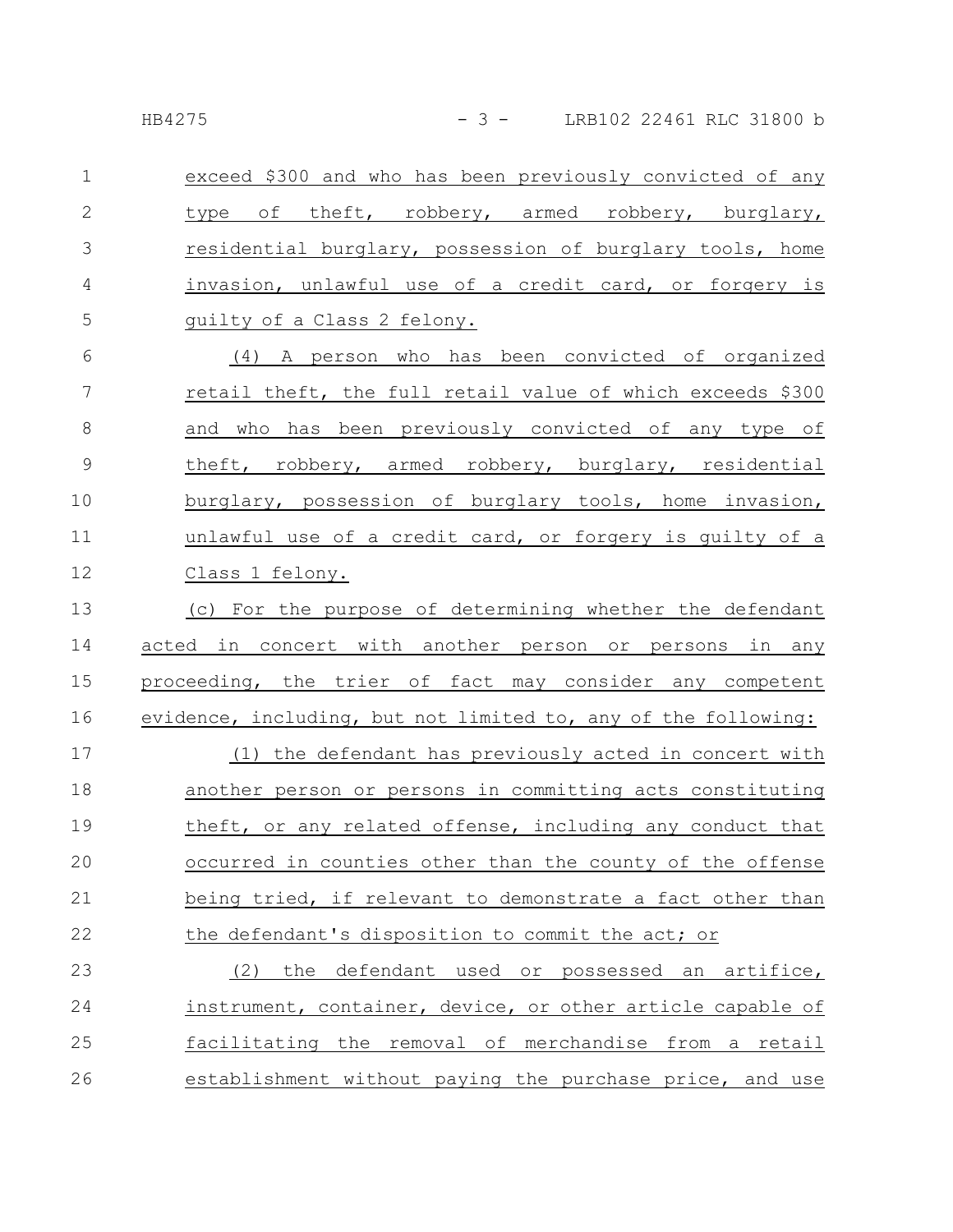exceed $300 and who has been previously convicted of any type of theft, robbery, armed robbery, burglary, residential burglary, possession of burglary tools, home invasion, unlawful use of a credit card, or forgery is guilty of a Class 2 felony.

(4) A person who has been convicted of organized retail theft, the full retail value of which exceeds $300 and who has been previously convicted of any type of theft, robbery, armed robbery, burglary, residential burglary, possession of burglary tools, home invasion, unlawful use of a credit card, or forgery is guilty of a Class 1 felony.

(c) For the purpose of determining whether the defendant acted in concert with another person or persons in any proceeding, the trier of fact may consider any competent evidence, including, but not limited to, any of the following:

(1) the defendant has previously acted in concert with another person or persons in committing acts constituting theft, or any related offense, including any conduct that occurred in counties other than the county of the offense being tried, if relevant to demonstrate a fact other than the defendant's disposition to commit the act; or

(2) the defendant used or possessed an artifice, instrument, container, device, or other article capable of facilitating the removal of merchandise from a retail establishment without paying the purchase price, and use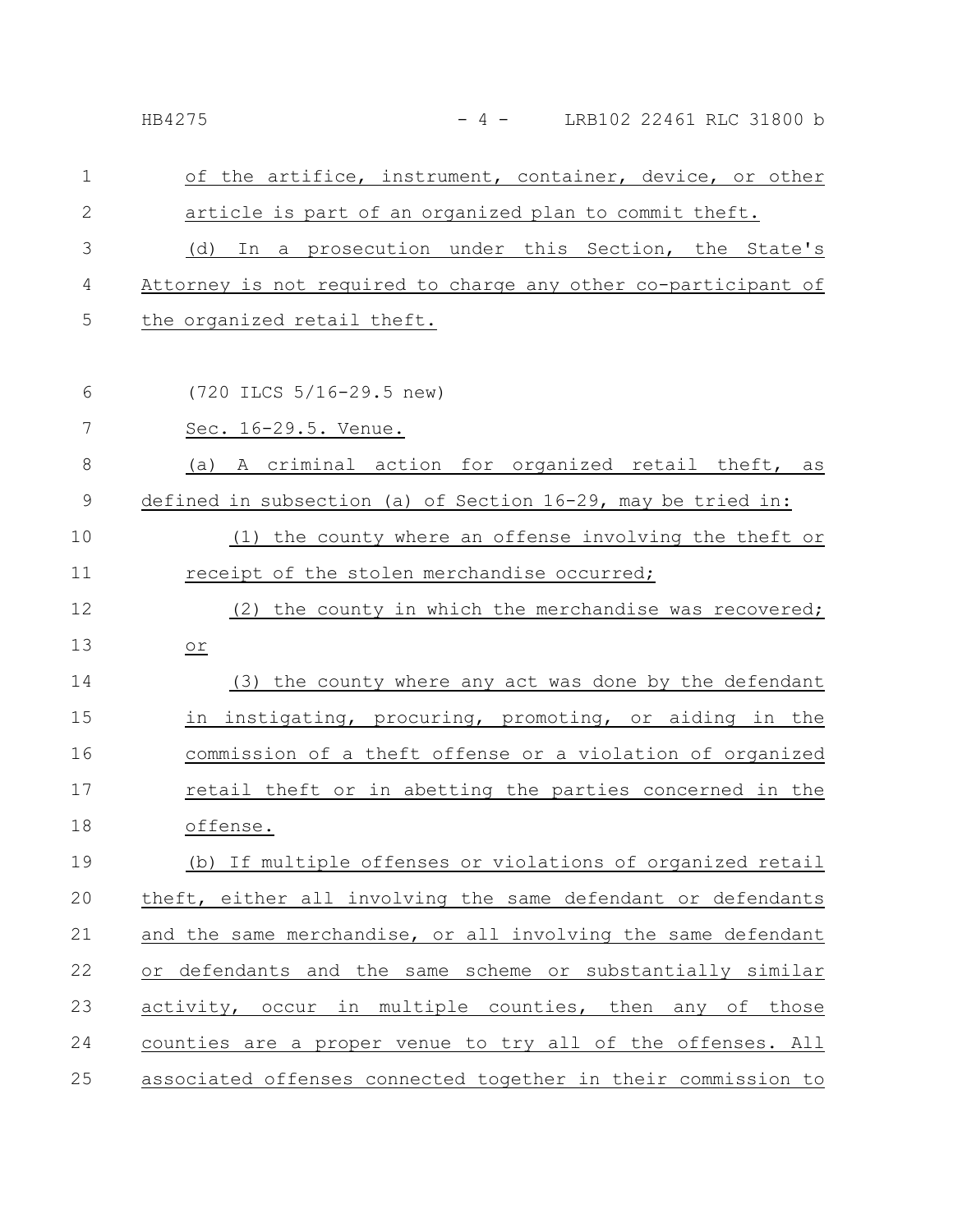of the artifice, instrument, container, device, or other article is part of an organized plan to commit theft.

(d) In a prosecution under this Section, the State's Attorney is not required to charge any other co-participant of the organized retail theft.

(720 ILCS 5/16-29.5 new)

Sec. 16-29.5. Venue.

(a) A criminal action for organized retail theft, as defined in subsection (a) of Section 16-29, may be tried in:

(1) the county where an offense involving the theft or receipt of the stolen merchandise occurred;

(2) the county in which the merchandise was recovered; or

(3) the county where any act was done by the defendant in instigating, procuring, promoting, or aiding in the commission of a theft offense or a violation of organized retail theft or in abetting the parties concerned in the offense.

(b) If multiple offenses or violations of organized retail theft, either all involving the same defendant or defendants and the same merchandise, or all involving the same defendant or defendants and the same scheme or substantially similar activity, occur in multiple counties, then any of those counties are a proper venue to try all of the offenses. All associated offenses connected together in their commission to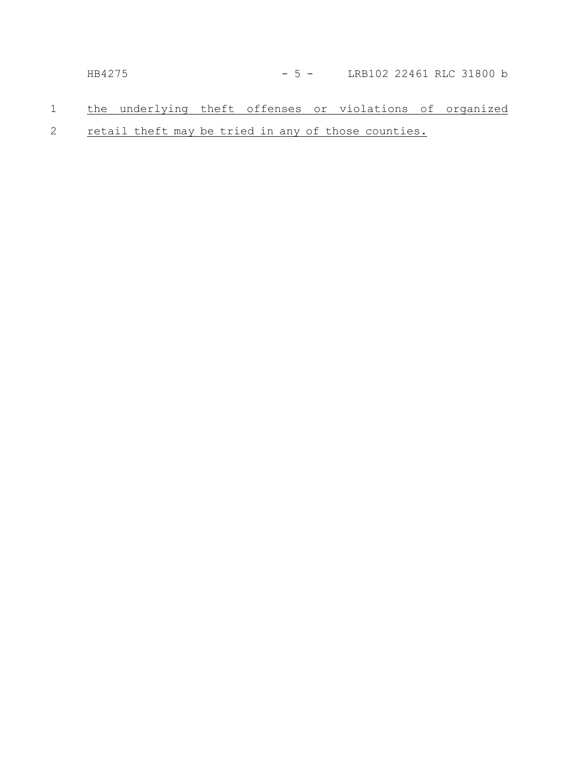the underlying theft offenses or violations of organized retail theft may be tried in any of those counties.